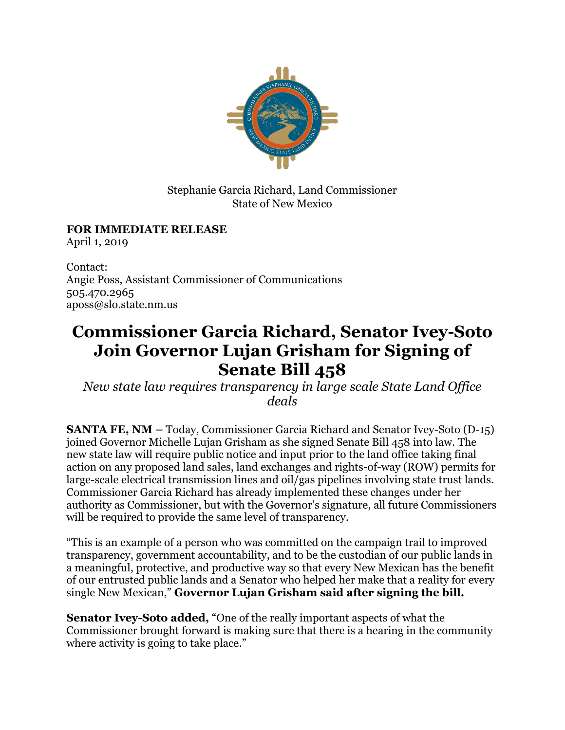Stephanie Garcia Richard, Land Commissioner
State of New Mexico

**FOR IMMEDIATE RELEASE**
April 1, 2019

Contact:
Angie Poss, Assistant Commissioner of Communications
505.470.2965
aposs@slo.state.nm.us

# Commissioner Garcia Richard, Senator Ivey-Soto Join Governor Lujan Grisham for Signing of Senate Bill 458

*New state law requires transparency in large scale State Land Office deals*

**SANTA FE, NM –** Today, Commissioner Garcia Richard and Senator Ivey-Soto (D-15) joined Governor Michelle Lujan Grisham as she signed Senate Bill 458 into law. The new state law will require public notice and input prior to the land office taking final action on any proposed land sales, land exchanges and rights-of-way (ROW) permits for large-scale electrical transmission lines and oil/gas pipelines involving state trust lands. Commissioner Garcia Richard has already implemented these changes under her authority as Commissioner, but with the Governor's signature, all future Commissioners will be required to provide the same level of transparency.

"This is an example of a person who was committed on the campaign trail to improved transparency, government accountability, and to be the custodian of our public lands in a meaningful, protective, and productive way so that every New Mexican has the benefit of our entrusted public lands and a Senator who helped her make that a reality for every single New Mexican," **Governor Lujan Grisham said after signing the bill.**

**Senator Ivey-Soto added,** "One of the really important aspects of what the Commissioner brought forward is making sure that there is a hearing in the community where activity is going to take place."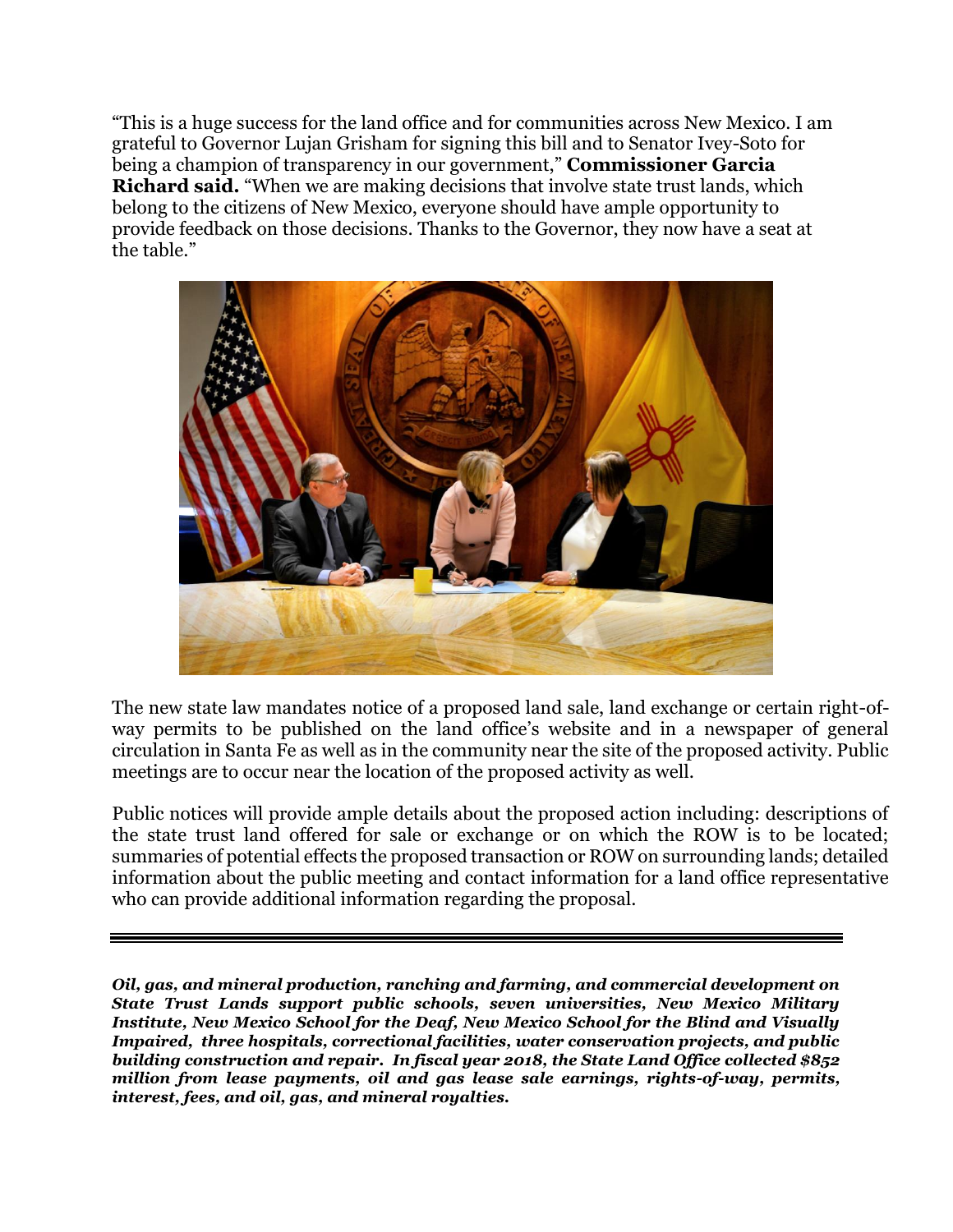"This is a huge success for the land office and for communities across New Mexico. I am grateful to Governor Lujan Grisham for signing this bill and to Senator Ivey-Soto for being a champion of transparency in our government," **Commissioner Garcia Richard said.** "When we are making decisions that involve state trust lands, which belong to the citizens of New Mexico, everyone should have ample opportunity to provide feedback on those decisions. Thanks to the Governor, they now have a seat at the table."

The new state law mandates notice of a proposed land sale, land exchange or certain right-of-way permits to be published on the land office's website and in a newspaper of general circulation in Santa Fe as well as in the community near the site of the proposed activity. Public meetings are to occur near the location of the proposed activity as well.

Public notices will provide ample details about the proposed action including: descriptions of the state trust land offered for sale or exchange or on which the ROW is to be located; summaries of potential effects the proposed transaction or ROW on surrounding lands; detailed information about the public meeting and contact information for a land office representative who can provide additional information regarding the proposal.

---

***Oil, gas, and mineral production, ranching and farming, and commercial development on State Trust Lands support public schools, seven universities, New Mexico Military Institute, New Mexico School for the Deaf, New Mexico School for the Blind and Visually Impaired, three hospitals, correctional facilities, water conservation projects, and public building construction and repair. In fiscal year 2018, the State Land Office collected $852 million from lease payments, oil and gas lease sale earnings, rights-of-way, permits, interest, fees, and oil, gas, and mineral royalties.***